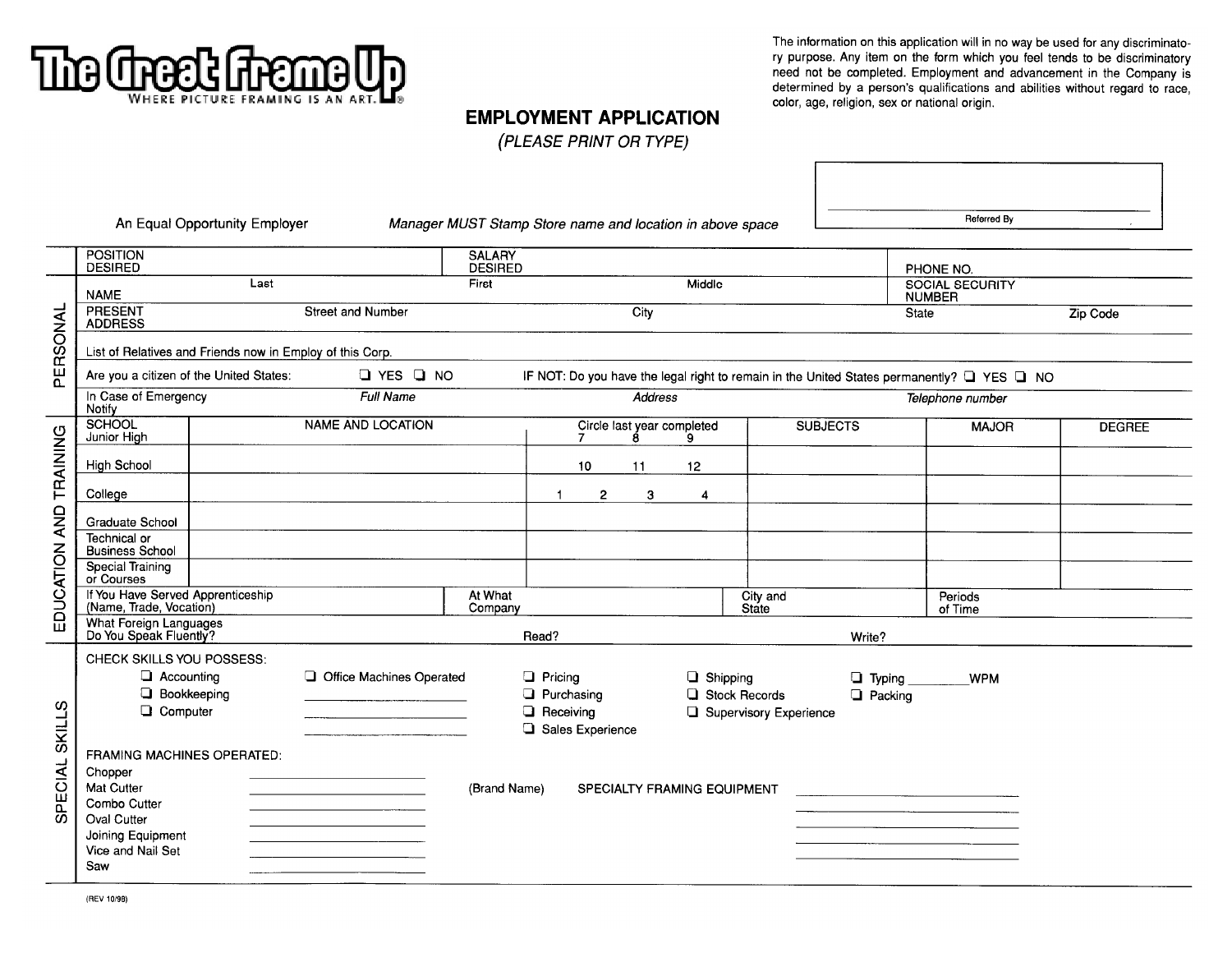# The Great Frame Up

WHERE PICTURE FRAMING IS AN ART.®

The information on this application will in no way be used for any discriminatory purpose. Any item on the form which you feel tends to be discriminatory need not be completed. Employment and advancement in the Company is determined by a person's qualifications and abilities without regard to race, color, age, religion, sex or national origin.

## EMPLOYMENT APPLICATION

*(PLEASE PRINT OR TYPE)*

Referred By

An Equal Opportunity Employer

*Manager MUST Stamp Store name and location in above space*

### PERSONAL

| POSITION DESIRED | | SALARY DESIRED | | PHONE NO. | |
|---|---|---|---|---|---|
| NAME | Last | First | Middle | SOCIAL SECURITY NUMBER | |
| PRESENT ADDRESS | Street and Number | City | | State | Zip Code |

List of Relatives and Friends now in Employ of this Corp.

Are you a citizen of the United States: ❑ YES ❑ NO IF NOT: Do you have the legal right to remain in the United States permanently? ❑ YES ❑ NO

| In Case of Emergency Notify | *Full Name* | *Address* | *Telephone number* |
|---|---|---|---|

### EDUCATION AND TRAINING

| SCHOOL | NAME AND LOCATION | Circle last year completed | SUBJECTS | MAJOR | DEGREE |
|---|---|---|---|---|---|
| Junior High | | 7 8 9 | | | |
| High School | | 10 11 12 | | | |
| College | | 1 2 3 4 | | | |
| Graduate School | | | | | |
| Technical or Business School | | | | | |
| Special Training or Courses | | | | | |

| If You Have Served Apprenticeship (Name, Trade, Vocation) | At What Company | City and State | Periods of Time |
|---|---|---|---|

What Foreign Languages Do You Speak Fluently? Read? Write?

### SPECIAL SKILLS

CHECK SKILLS YOU POSSESS:

- ❑ Accounting
- ❑ Bookkeeping
- ❑ Computer
- ❑ Office Machines Operated ____________ ____________ ____________
- ❑ Pricing
- ❑ Purchasing
- ❑ Receiving
- ❑ Sales Experience
- ❑ Shipping
- ❑ Stock Records
- ❑ Supervisory Experience
- ❑ Typing ________WPM
- ❑ Packing

FRAMING MACHINES OPERATED: (Brand Name)

- Chopper ____________
- Mat Cutter ____________
- Combo Cutter ____________
- Oval Cutter ____________
- Joining Equipment ____________
- Vice and Nail Set ____________
- Saw ____________

SPECIALTY FRAMING EQUIPMENT ____________ ____________ ____________ ____________ ____________

(REV 10/98)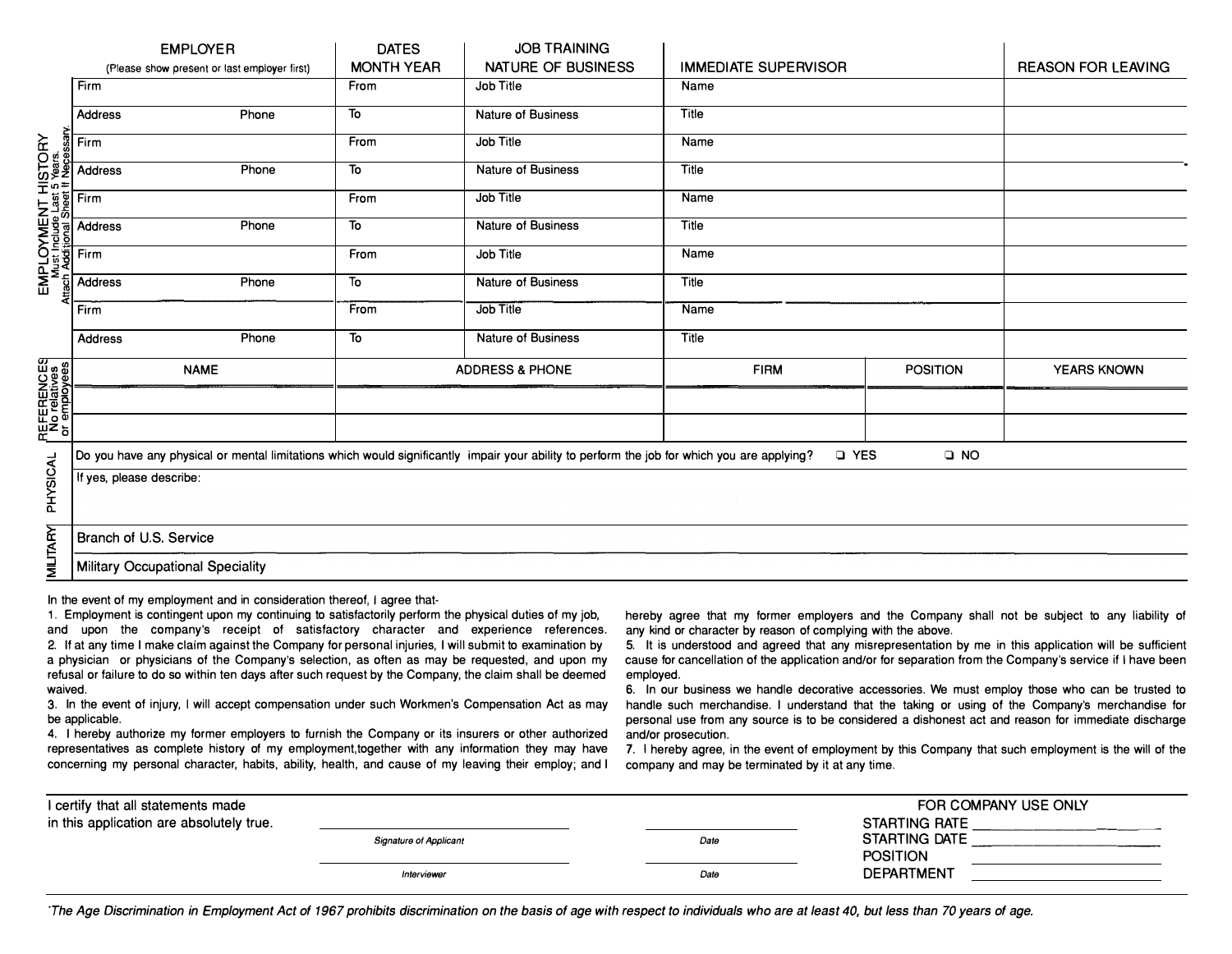## EMPLOYMENT HISTORY

Must Include Last 5 Years. Attach Additional Sheet If Necessary.

| EMPLOYER (Please show present or last employer first) | | DATES MONTH YEAR | JOB TRAINING NATURE OF BUSINESS | IMMEDIATE SUPERVISOR | REASON FOR LEAVING |
|---|---|---|---|---|---|
| Firm | | From | Job Title | Name | |
| Address | Phone | To | Nature of Business | Title | |
| Firm | | From | Job Title | Name | |
| Address | Phone | To | Nature of Business | Title | |
| Firm | | From | Job Title | Name | |
| Address | Phone | To | Nature of Business | Title | |
| Firm | | From | Job Title | Name | |
| Address | Phone | To | Nature of Business | Title | |
| Firm | | From | Job Title | Name | |
| Address | Phone | To | Nature of Business | Title | |

## REFERENCES

No relatives or employees

| NAME | ADDRESS & PHONE | FIRM | POSITION | YEARS KNOWN |
|---|---|---|---|---|
| | | | | |
| | | | | |
| | | | | |

## PHYSICAL

Do you have any physical or mental limitations which would significantly impair your ability to perform the job for which you are applying? ❑ YES ❑ NO

If yes, please describe:

## MILITARY

Branch of U.S. Service

Military Occupational Speciality

In the event of my employment and in consideration thereof, I agree that-

1. Employment is contingent upon my continuing to satisfactorily perform the physical duties of my job, and upon the company's receipt of satisfactory character and experience references.
2. If at any time I make claim against the Company for personal injuries, I will submit to examination by a physician or physicians of the Company's selection, as often as may be requested, and upon my refusal or failure to do so within ten days after such request by the Company, the claim shall be deemed waived.
3. In the event of injury, I will accept compensation under such Workmen's Compensation Act as may be applicable.
4. I hereby authorize my former employers to furnish the Company or its insurers or other authorized representatives as complete history of my employment,together with any information they may have concerning my personal character, habits, ability, health, and cause of my leaving their employ; and I hereby agree that my former employers and the Company shall not be subject to any liability of any kind or character by reason of complying with the above.
5. It is understood and agreed that any misrepresentation by me in this application will be sufficient cause for cancellation of the application and/or for separation from the Company's service if I have been employed.
6. In our business we handle decorative accessories. We must employ those who can be trusted to handle such merchandise. I understand that the taking or using of the Company's merchandise for personal use from any source is to be considered a dishonest act and reason for immediate discharge and/or prosecution.
7. I hereby agree, in the event of employment by this Company that such employment is the will of the company and may be terminated by it at any time.

I certify that all statements made in this application are absolutely true.

______________________ Signature of Applicant ______________ Date

______________________ Interviewer ______________ Date

**FOR COMPANY USE ONLY**

STARTING RATE ______________

STARTING DATE ______________

POSITION ______________

DEPARTMENT ______________

*The Age Discrimination in Employment Act of 1967 prohibits discrimination on the basis of age with respect to individuals who are at least 40, but less than 70 years of age.*